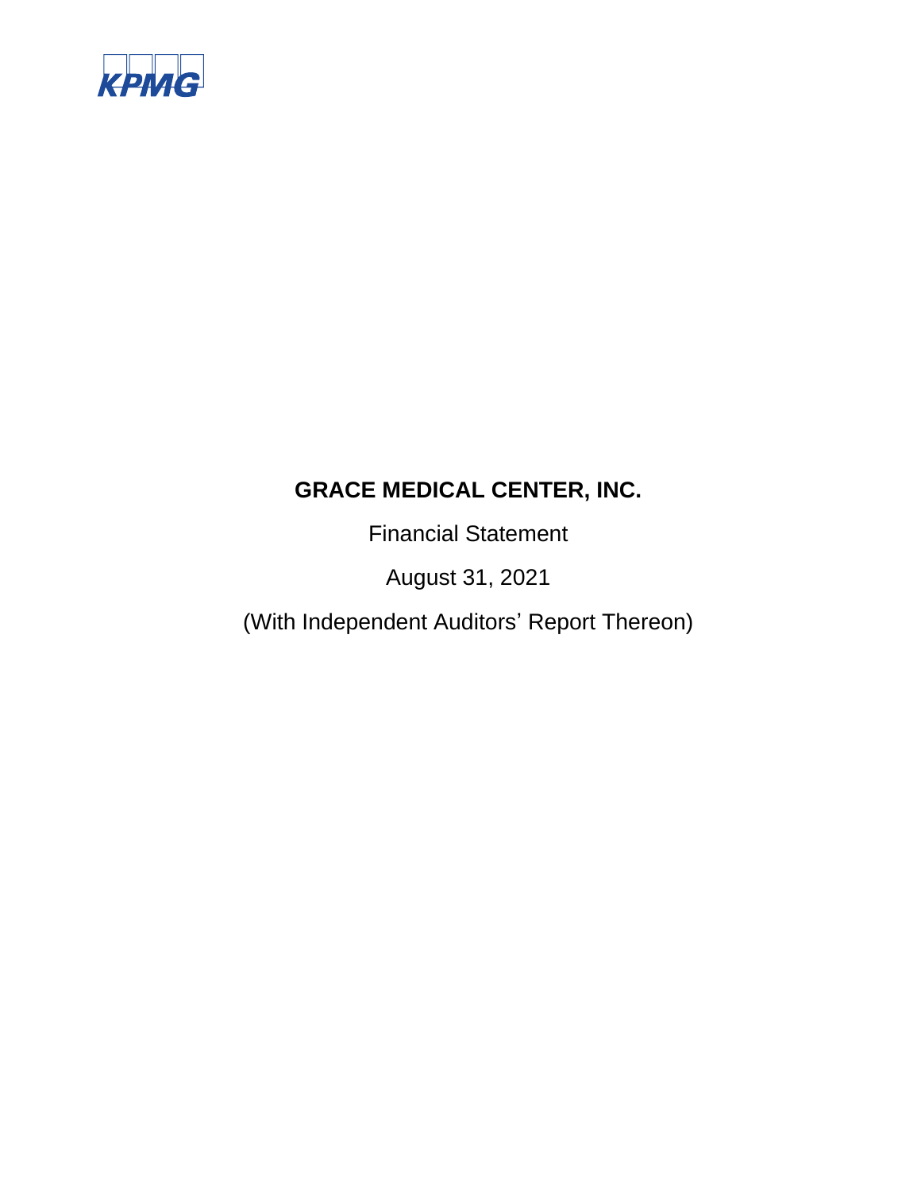KPMG

# GRACE MEDICAL CENTER, INC.

Financial Statement

August 31, 2021

(With Independent Auditors' Report Thereon)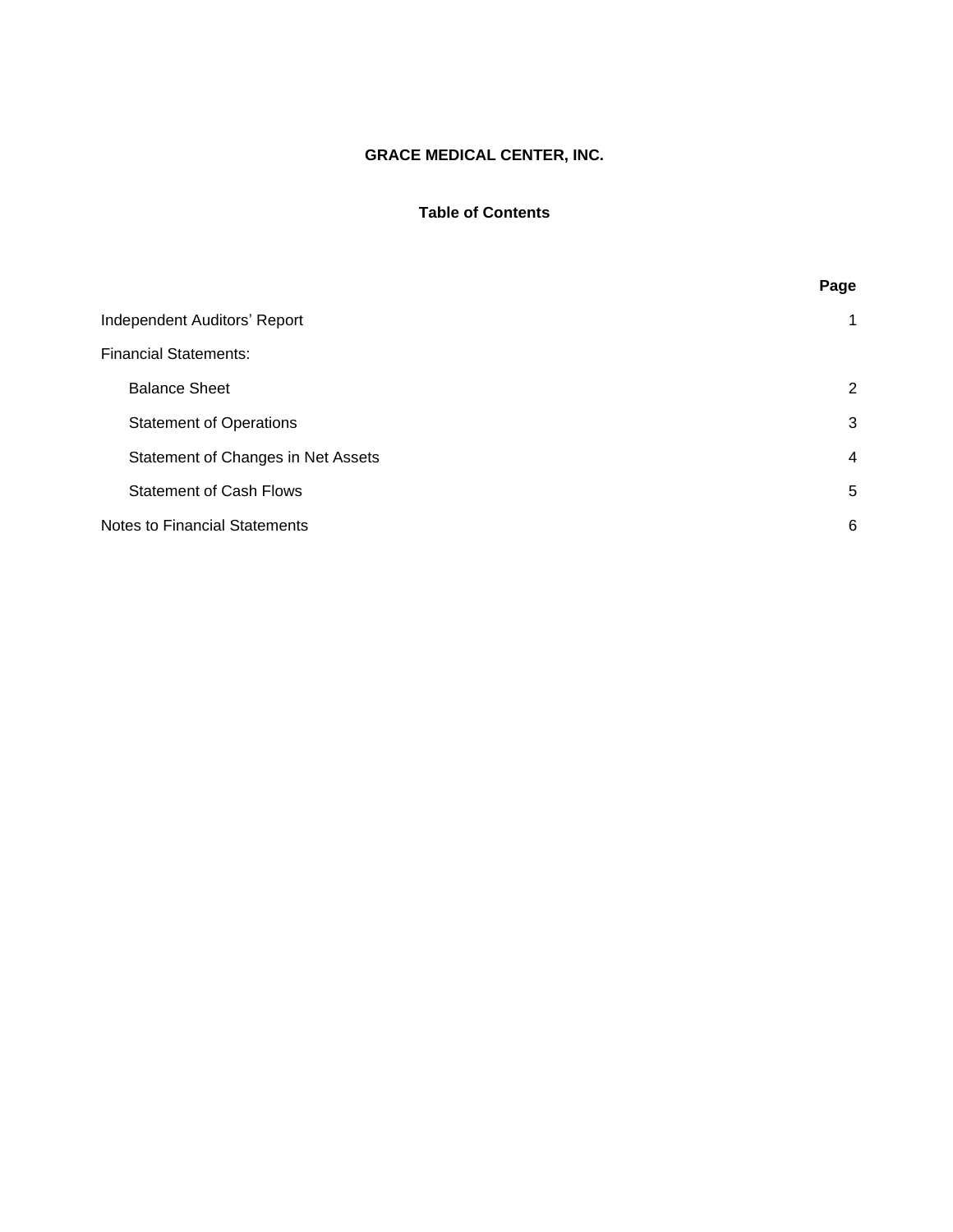# GRACE MEDICAL CENTER, INC.

## Table of Contents

| | Page |
|---|---|
| Independent Auditors' Report | 1 |
| Financial Statements: | |
| Balance Sheet | 2 |
| Statement of Operations | 3 |
| Statement of Changes in Net Assets | 4 |
| Statement of Cash Flows | 5 |
| Notes to Financial Statements | 6 |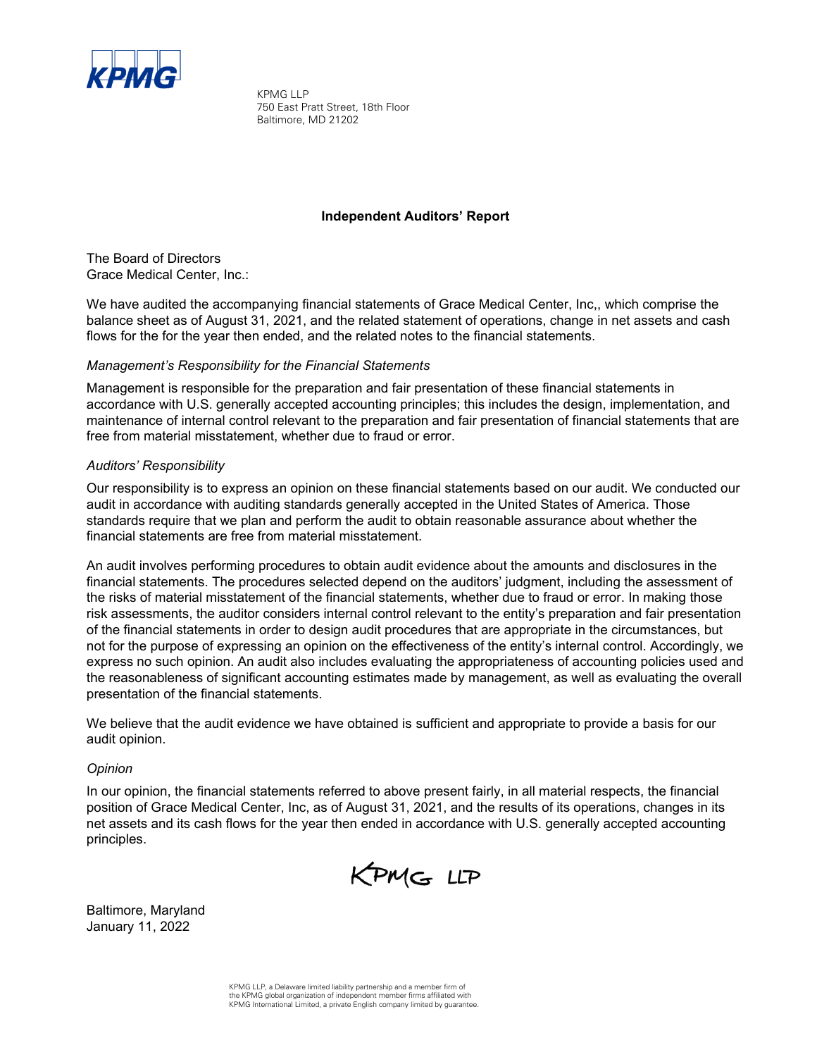KPMG LLP
750 East Pratt Street, 18th Floor
Baltimore, MD 21202

## Independent Auditors' Report

The Board of Directors
Grace Medical Center, Inc.:

We have audited the accompanying financial statements of Grace Medical Center, Inc,, which comprise the balance sheet as of August 31, 2021, and the related statement of operations, change in net assets and cash flows for the for the year then ended, and the related notes to the financial statements.

*Management's Responsibility for the Financial Statements*

Management is responsible for the preparation and fair presentation of these financial statements in accordance with U.S. generally accepted accounting principles; this includes the design, implementation, and maintenance of internal control relevant to the preparation and fair presentation of financial statements that are free from material misstatement, whether due to fraud or error.

*Auditors' Responsibility*

Our responsibility is to express an opinion on these financial statements based on our audit. We conducted our audit in accordance with auditing standards generally accepted in the United States of America. Those standards require that we plan and perform the audit to obtain reasonable assurance about whether the financial statements are free from material misstatement.

An audit involves performing procedures to obtain audit evidence about the amounts and disclosures in the financial statements. The procedures selected depend on the auditors' judgment, including the assessment of the risks of material misstatement of the financial statements, whether due to fraud or error. In making those risk assessments, the auditor considers internal control relevant to the entity's preparation and fair presentation of the financial statements in order to design audit procedures that are appropriate in the circumstances, but not for the purpose of expressing an opinion on the effectiveness of the entity's internal control. Accordingly, we express no such opinion. An audit also includes evaluating the appropriateness of accounting policies used and the reasonableness of significant accounting estimates made by management, as well as evaluating the overall presentation of the financial statements.

We believe that the audit evidence we have obtained is sufficient and appropriate to provide a basis for our audit opinion.

*Opinion*

In our opinion, the financial statements referred to above present fairly, in all material respects, the financial position of Grace Medical Center, Inc, as of August 31, 2021, and the results of its operations, changes in its net assets and its cash flows for the year then ended in accordance with U.S. generally accepted accounting principles.

KPMG LLP

Baltimore, Maryland
January 11, 2022

KPMG LLP, a Delaware limited liability partnership and a member firm of the KPMG global organization of independent member firms affiliated with KPMG International Limited, a private English company limited by guarantee.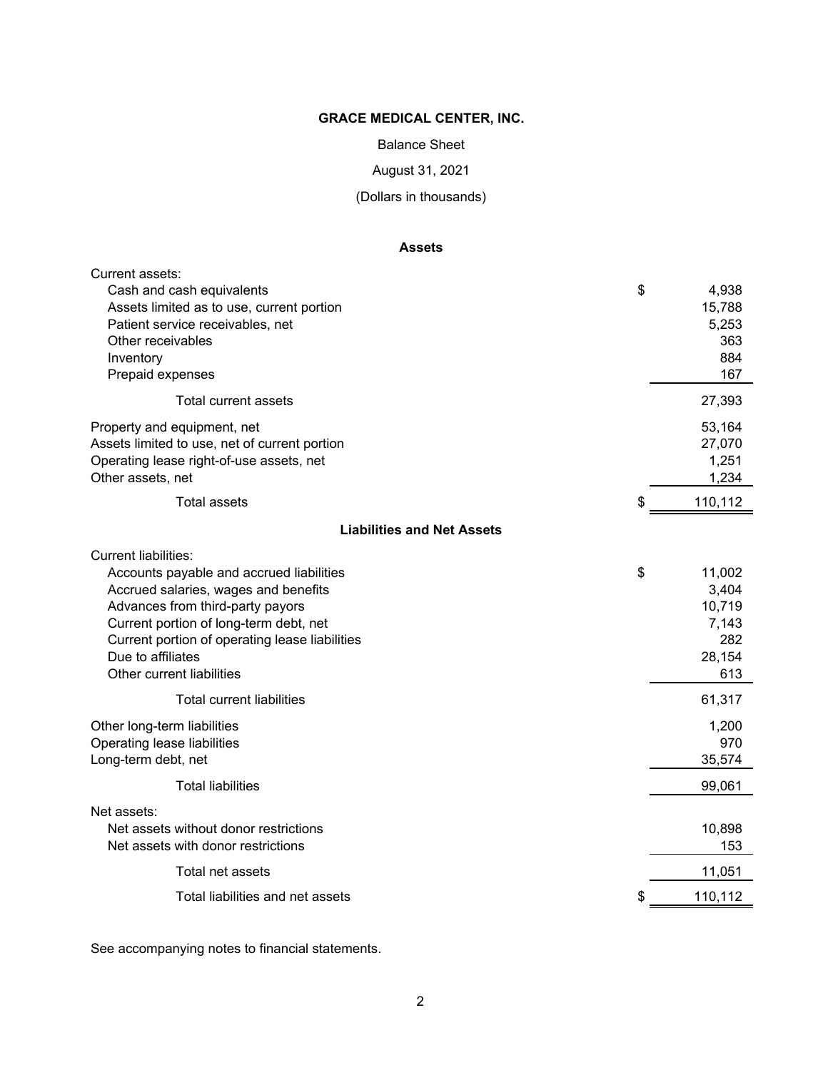**GRACE MEDICAL CENTER, INC.**

Balance Sheet

August 31, 2021

(Dollars in thousands)

**Assets**

| | | |
|---|---|---|
| Current assets: | | |
| Cash and cash equivalents | $ | 4,938 |
| Assets limited as to use, current portion | | 15,788 |
| Patient service receivables, net | | 5,253 |
| Other receivables | | 363 |
| Inventory | | 884 |
| Prepaid expenses | | 167 |
| Total current assets | | 27,393 |
| Property and equipment, net | | 53,164 |
| Assets limited to use, net of current portion | | 27,070 |
| Operating lease right-of-use assets, net | | 1,251 |
| Other assets, net | | 1,234 |
| Total assets | $ | 110,112 |

**Liabilities and Net Assets**

| | | |
|---|---|---|
| Current liabilities: | | |
| Accounts payable and accrued liabilities | $ | 11,002 |
| Accrued salaries, wages and benefits | | 3,404 |
| Advances from third-party payors | | 10,719 |
| Current portion of long-term debt, net | | 7,143 |
| Current portion of operating lease liabilities | | 282 |
| Due to affiliates | | 28,154 |
| Other current liabilities | | 613 |
| Total current liabilities | | 61,317 |
| Other long-term liabilities | | 1,200 |
| Operating lease liabilities | | 970 |
| Long-term debt, net | | 35,574 |
| Total liabilities | | 99,061 |
| Net assets: | | |
| Net assets without donor restrictions | | 10,898 |
| Net assets with donor restrictions | | 153 |
| Total net assets | | 11,051 |
| Total liabilities and net assets | $ | 110,112 |

See accompanying notes to financial statements.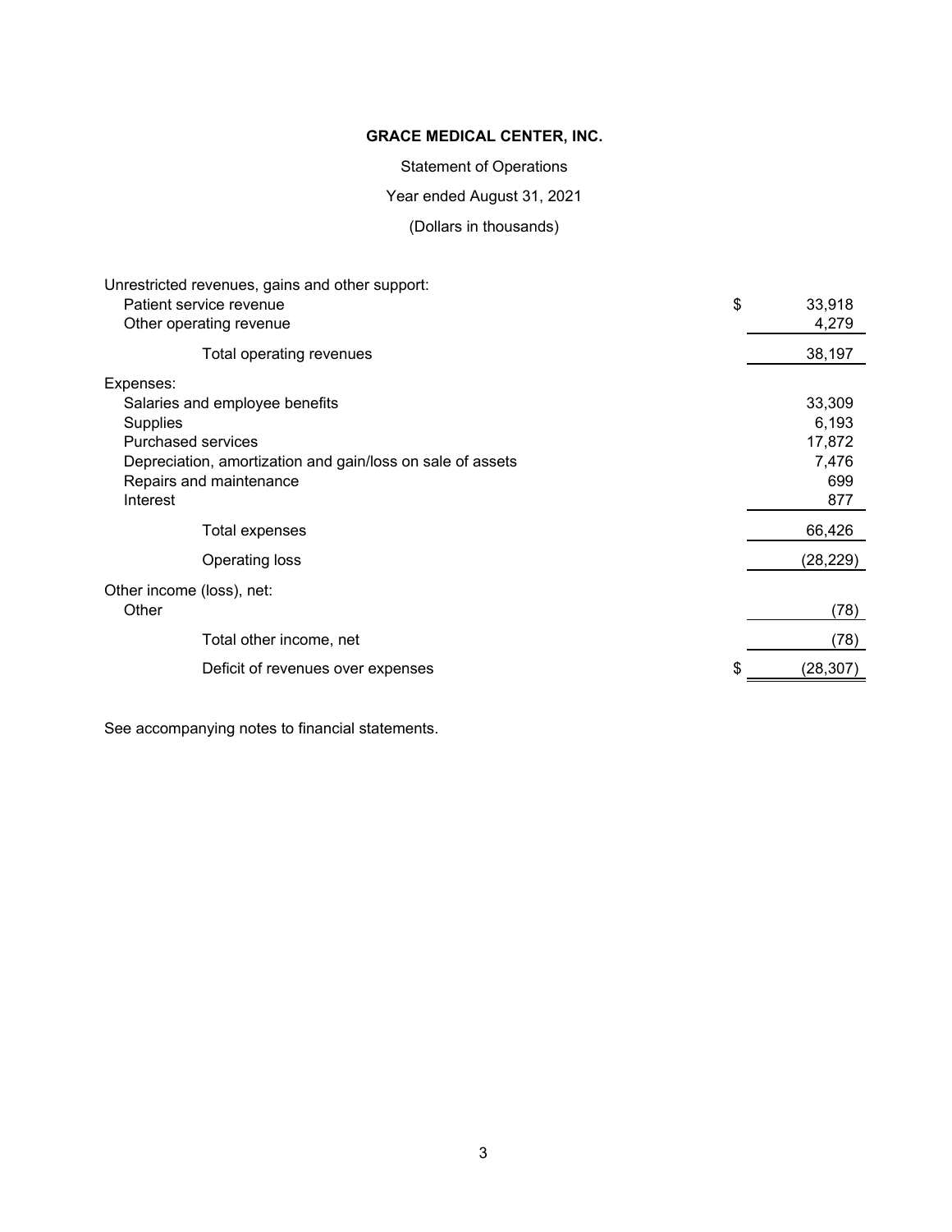**GRACE MEDICAL CENTER, INC.**

Statement of Operations

Year ended August 31, 2021

(Dollars in thousands)

| | | |
|---|---|---|
| Unrestricted revenues, gains and other support: | | |
| Patient service revenue | $ | 33,918 |
| Other operating revenue | | 4,279 |
| Total operating revenues | | 38,197 |
| Expenses: | | |
| Salaries and employee benefits | | 33,309 |
| Supplies | | 6,193 |
| Purchased services | | 17,872 |
| Depreciation, amortization and gain/loss on sale of assets | | 7,476 |
| Repairs and maintenance | | 699 |
| Interest | | 877 |
| Total expenses | | 66,426 |
| Operating loss | | (28,229) |
| Other income (loss), net: | | |
| Other | | (78) |
| Total other income, net | | (78) |
| Deficit of revenues over expenses | $ | (28,307) |

See accompanying notes to financial statements.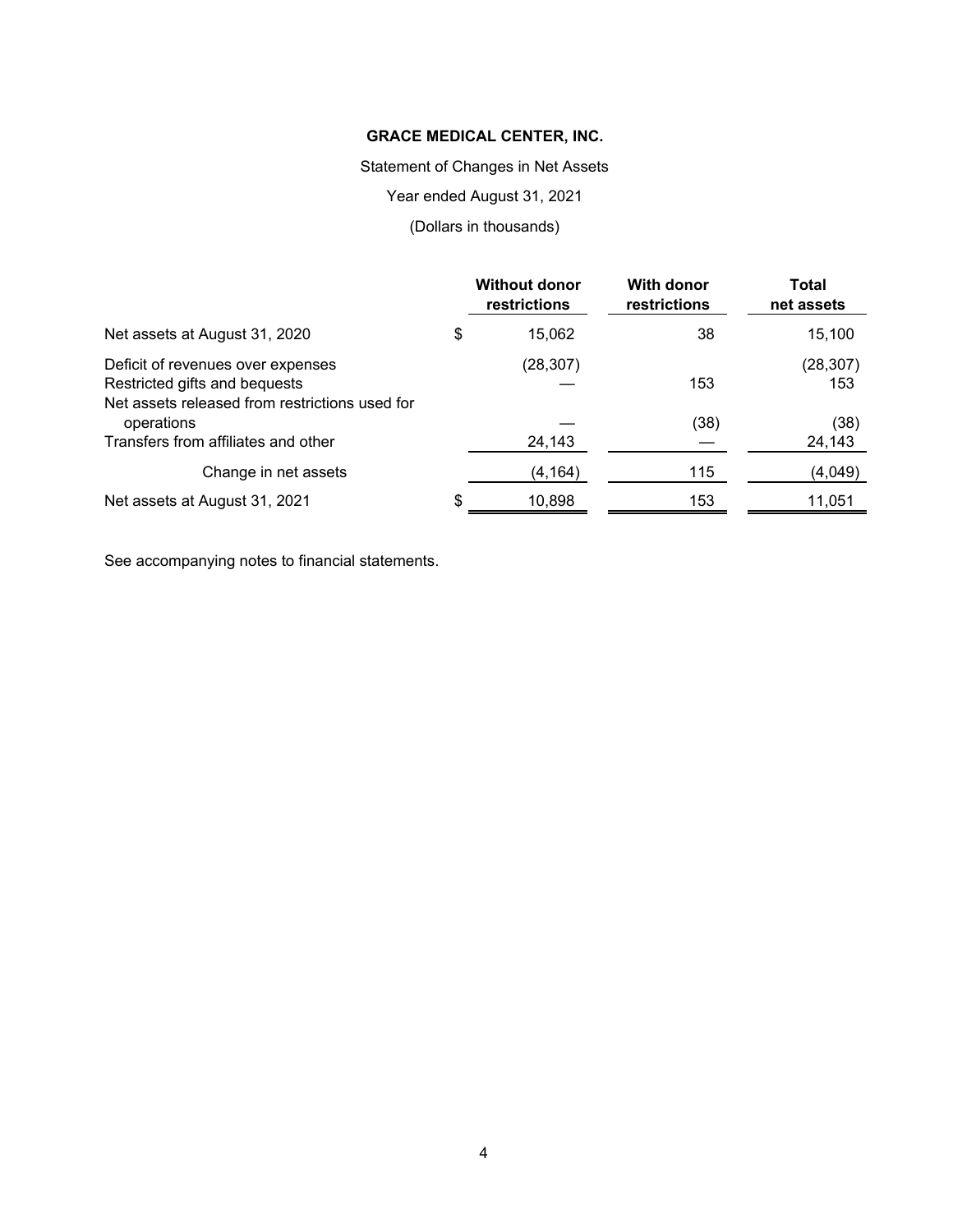**GRACE MEDICAL CENTER, INC.**

Statement of Changes in Net Assets

Year ended August 31, 2021

(Dollars in thousands)

| | Without donor restrictions | With donor restrictions | Total net assets |
|---|---|---|---|
| Net assets at August 31, 2020 | $ 15,062 | 38 | 15,100 |
| Deficit of revenues over expenses | (28,307) | | (28,307) |
| Restricted gifts and bequests | — | 153 | 153 |
| Net assets released from restrictions used for operations | — | (38) | (38) |
| Transfers from affiliates and other | 24,143 | — | 24,143 |
| Change in net assets | (4,164) | 115 | (4,049) |
| Net assets at August 31, 2021 | $ 10,898 | 153 | 11,051 |

See accompanying notes to financial statements.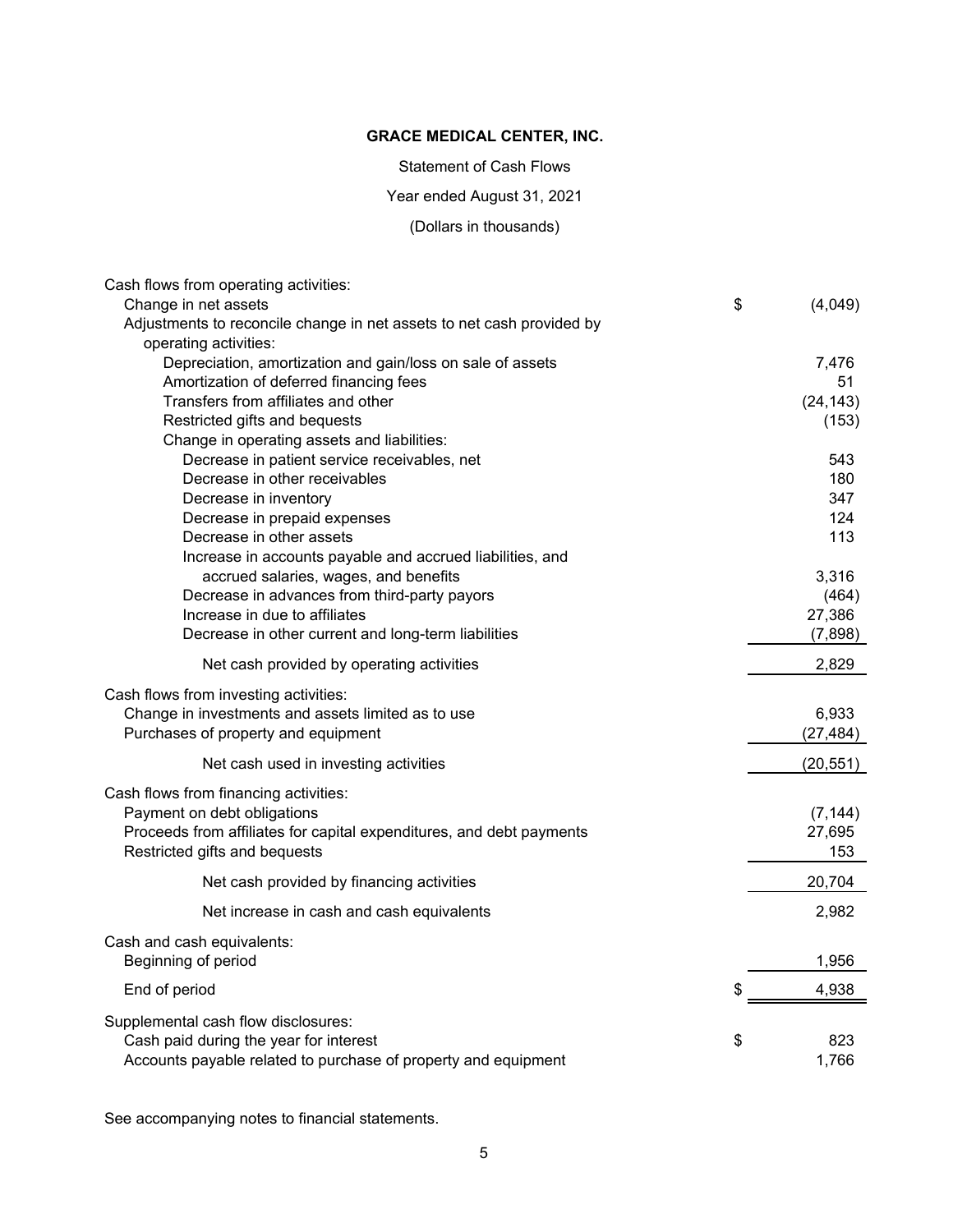**GRACE MEDICAL CENTER, INC.**

Statement of Cash Flows

Year ended August 31, 2021

(Dollars in thousands)

| | |
|---|---|
| Cash flows from operating activities: | |
| Change in net assets | $ (4,049) |
| Adjustments to reconcile change in net assets to net cash provided by operating activities: | |
| Depreciation, amortization and gain/loss on sale of assets | 7,476 |
| Amortization of deferred financing fees | 51 |
| Transfers from affiliates and other | (24,143) |
| Restricted gifts and bequests | (153) |
| Change in operating assets and liabilities: | |
| Decrease in patient service receivables, net | 543 |
| Decrease in other receivables | 180 |
| Decrease in inventory | 347 |
| Decrease in prepaid expenses | 124 |
| Decrease in other assets | 113 |
| Increase in accounts payable and accrued liabilities, and accrued salaries, wages, and benefits | 3,316 |
| Decrease in advances from third-party payors | (464) |
| Increase in due to affiliates | 27,386 |
| Decrease in other current and long-term liabilities | (7,898) |
| Net cash provided by operating activities | 2,829 |
| Cash flows from investing activities: | |
| Change in investments and assets limited as to use | 6,933 |
| Purchases of property and equipment | (27,484) |
| Net cash used in investing activities | (20,551) |
| Cash flows from financing activities: | |
| Payment on debt obligations | (7,144) |
| Proceeds from affiliates for capital expenditures, and debt payments | 27,695 |
| Restricted gifts and bequests | 153 |
| Net cash provided by financing activities | 20,704 |
| Net increase in cash and cash equivalents | 2,982 |
| Cash and cash equivalents: | |
| Beginning of period | 1,956 |
| End of period | $ 4,938 |
| Supplemental cash flow disclosures: | |
| Cash paid during the year for interest | $ 823 |
| Accounts payable related to purchase of property and equipment | 1,766 |

See accompanying notes to financial statements.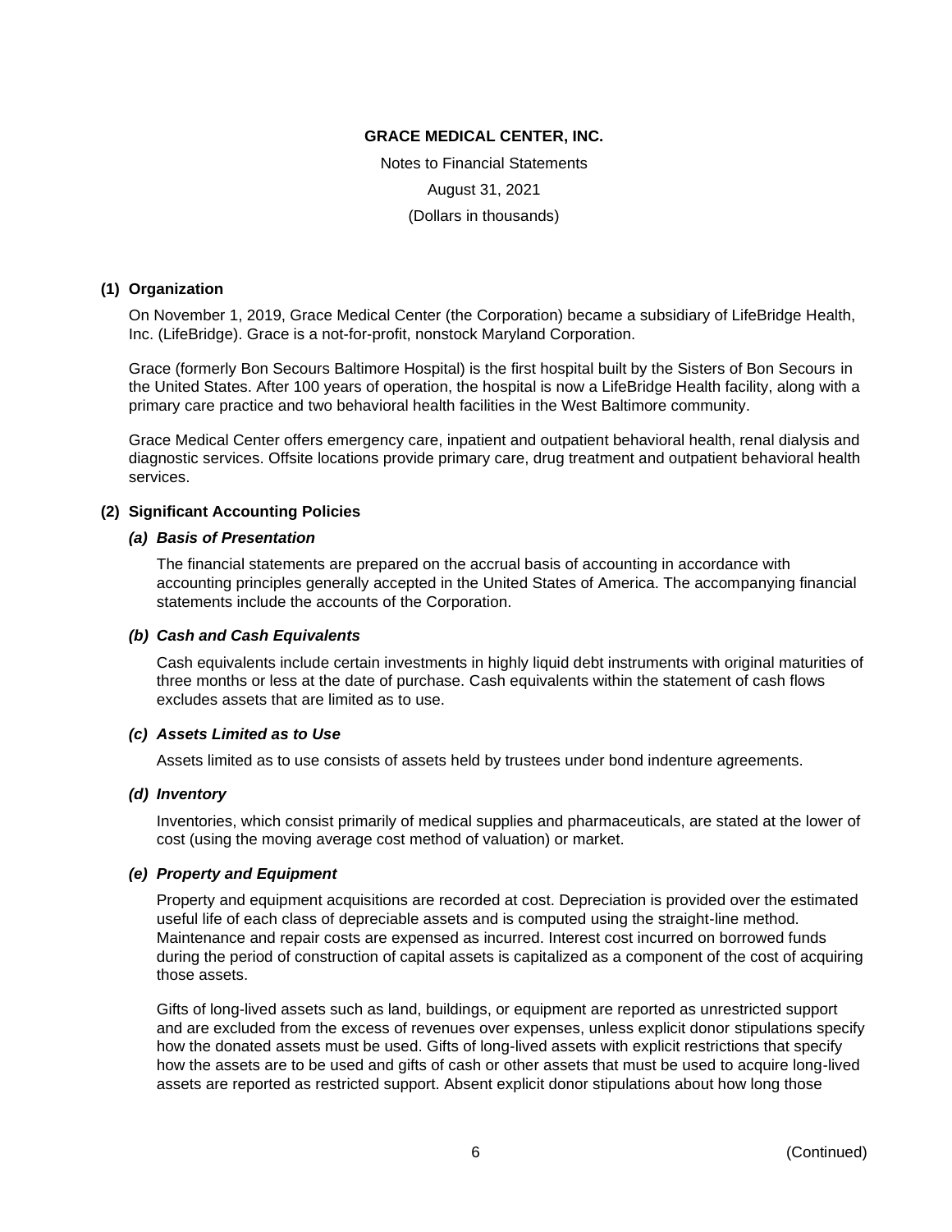# GRACE MEDICAL CENTER, INC.

Notes to Financial Statements

August 31, 2021

(Dollars in thousands)

## (1) Organization

On November 1, 2019, Grace Medical Center (the Corporation) became a subsidiary of LifeBridge Health, Inc. (LifeBridge). Grace is a not-for-profit, nonstock Maryland Corporation.

Grace (formerly Bon Secours Baltimore Hospital) is the first hospital built by the Sisters of Bon Secours in the United States. After 100 years of operation, the hospital is now a LifeBridge Health facility, along with a primary care practice and two behavioral health facilities in the West Baltimore community.

Grace Medical Center offers emergency care, inpatient and outpatient behavioral health, renal dialysis and diagnostic services. Offsite locations provide primary care, drug treatment and outpatient behavioral health services.

## (2) Significant Accounting Policies

### *(a) Basis of Presentation*

The financial statements are prepared on the accrual basis of accounting in accordance with accounting principles generally accepted in the United States of America. The accompanying financial statements include the accounts of the Corporation.

### *(b) Cash and Cash Equivalents*

Cash equivalents include certain investments in highly liquid debt instruments with original maturities of three months or less at the date of purchase. Cash equivalents within the statement of cash flows excludes assets that are limited as to use.

### *(c) Assets Limited as to Use*

Assets limited as to use consists of assets held by trustees under bond indenture agreements.

### *(d) Inventory*

Inventories, which consist primarily of medical supplies and pharmaceuticals, are stated at the lower of cost (using the moving average cost method of valuation) or market.

### *(e) Property and Equipment*

Property and equipment acquisitions are recorded at cost. Depreciation is provided over the estimated useful life of each class of depreciable assets and is computed using the straight-line method. Maintenance and repair costs are expensed as incurred. Interest cost incurred on borrowed funds during the period of construction of capital assets is capitalized as a component of the cost of acquiring those assets.

Gifts of long-lived assets such as land, buildings, or equipment are reported as unrestricted support and are excluded from the excess of revenues over expenses, unless explicit donor stipulations specify how the donated assets must be used. Gifts of long-lived assets with explicit restrictions that specify how the assets are to be used and gifts of cash or other assets that must be used to acquire long-lived assets are reported as restricted support. Absent explicit donor stipulations about how long those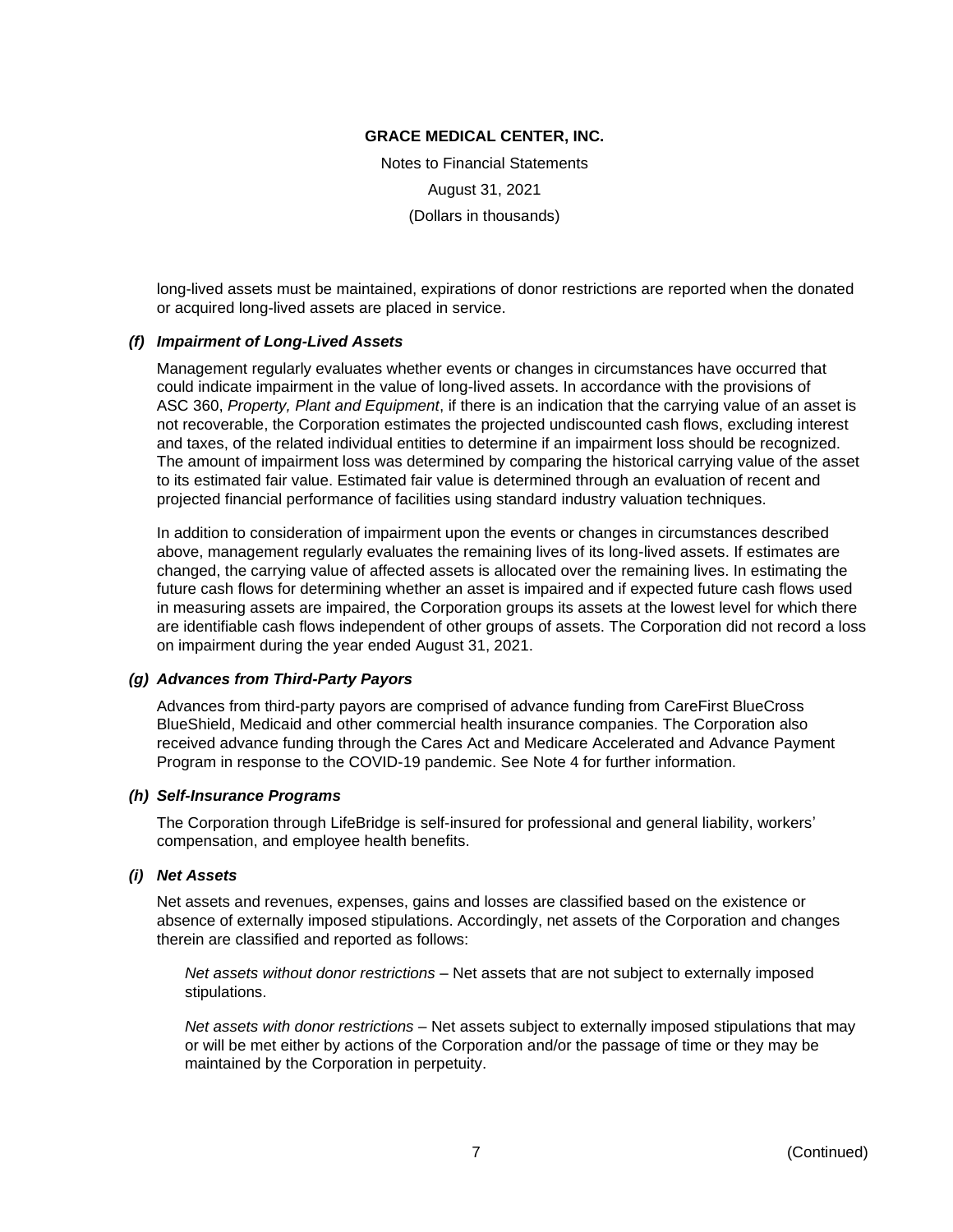long-lived assets must be maintained, expirations of donor restrictions are reported when the donated or acquired long-lived assets are placed in service.

### *(f) Impairment of Long-Lived Assets*

Management regularly evaluates whether events or changes in circumstances have occurred that could indicate impairment in the value of long-lived assets. In accordance with the provisions of ASC 360, *Property, Plant and Equipment*, if there is an indication that the carrying value of an asset is not recoverable, the Corporation estimates the projected undiscounted cash flows, excluding interest and taxes, of the related individual entities to determine if an impairment loss should be recognized. The amount of impairment loss was determined by comparing the historical carrying value of the asset to its estimated fair value. Estimated fair value is determined through an evaluation of recent and projected financial performance of facilities using standard industry valuation techniques.

In addition to consideration of impairment upon the events or changes in circumstances described above, management regularly evaluates the remaining lives of its long-lived assets. If estimates are changed, the carrying value of affected assets is allocated over the remaining lives. In estimating the future cash flows for determining whether an asset is impaired and if expected future cash flows used in measuring assets are impaired, the Corporation groups its assets at the lowest level for which there are identifiable cash flows independent of other groups of assets. The Corporation did not record a loss on impairment during the year ended August 31, 2021.

### *(g) Advances from Third-Party Payors*

Advances from third-party payors are comprised of advance funding from CareFirst BlueCross BlueShield, Medicaid and other commercial health insurance companies. The Corporation also received advance funding through the Cares Act and Medicare Accelerated and Advance Payment Program in response to the COVID-19 pandemic. See Note 4 for further information.

### *(h) Self-Insurance Programs*

The Corporation through LifeBridge is self-insured for professional and general liability, workers' compensation, and employee health benefits.

### *(i) Net Assets*

Net assets and revenues, expenses, gains and losses are classified based on the existence or absence of externally imposed stipulations. Accordingly, net assets of the Corporation and changes therein are classified and reported as follows:

*Net assets without donor restrictions* – Net assets that are not subject to externally imposed stipulations.

*Net assets with donor restrictions* – Net assets subject to externally imposed stipulations that may or will be met either by actions of the Corporation and/or the passage of time or they may be maintained by the Corporation in perpetuity.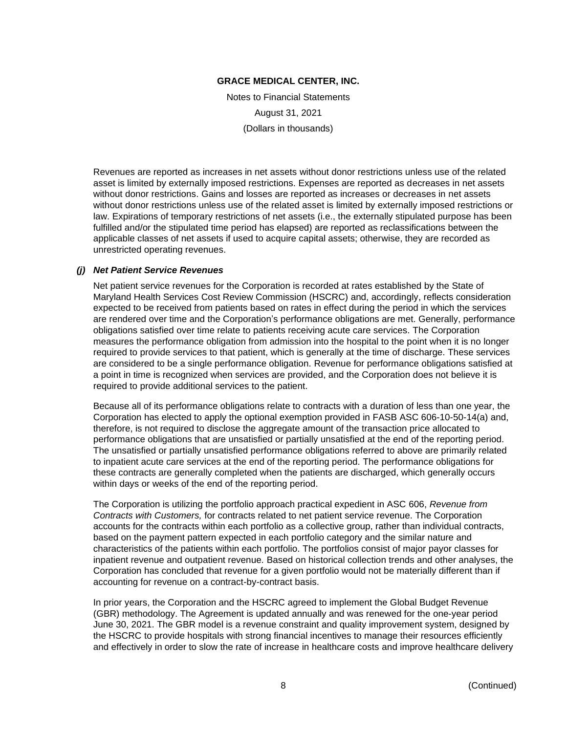Revenues are reported as increases in net assets without donor restrictions unless use of the related asset is limited by externally imposed restrictions. Expenses are reported as decreases in net assets without donor restrictions. Gains and losses are reported as increases or decreases in net assets without donor restrictions unless use of the related asset is limited by externally imposed restrictions or law. Expirations of temporary restrictions of net assets (i.e., the externally stipulated purpose has been fulfilled and/or the stipulated time period has elapsed) are reported as reclassifications between the applicable classes of net assets if used to acquire capital assets; otherwise, they are recorded as unrestricted operating revenues.

### *(j) Net Patient Service Revenues*

Net patient service revenues for the Corporation is recorded at rates established by the State of Maryland Health Services Cost Review Commission (HSCRC) and, accordingly, reflects consideration expected to be received from patients based on rates in effect during the period in which the services are rendered over time and the Corporation's performance obligations are met. Generally, performance obligations satisfied over time relate to patients receiving acute care services. The Corporation measures the performance obligation from admission into the hospital to the point when it is no longer required to provide services to that patient, which is generally at the time of discharge. These services are considered to be a single performance obligation. Revenue for performance obligations satisfied at a point in time is recognized when services are provided, and the Corporation does not believe it is required to provide additional services to the patient.

Because all of its performance obligations relate to contracts with a duration of less than one year, the Corporation has elected to apply the optional exemption provided in FASB ASC 606-10-50-14(a) and, therefore, is not required to disclose the aggregate amount of the transaction price allocated to performance obligations that are unsatisfied or partially unsatisfied at the end of the reporting period. The unsatisfied or partially unsatisfied performance obligations referred to above are primarily related to inpatient acute care services at the end of the reporting period. The performance obligations for these contracts are generally completed when the patients are discharged, which generally occurs within days or weeks of the end of the reporting period.

The Corporation is utilizing the portfolio approach practical expedient in ASC 606, *Revenue from Contracts with Customers,* for contracts related to net patient service revenue. The Corporation accounts for the contracts within each portfolio as a collective group, rather than individual contracts, based on the payment pattern expected in each portfolio category and the similar nature and characteristics of the patients within each portfolio. The portfolios consist of major payor classes for inpatient revenue and outpatient revenue. Based on historical collection trends and other analyses, the Corporation has concluded that revenue for a given portfolio would not be materially different than if accounting for revenue on a contract-by-contract basis.

In prior years, the Corporation and the HSCRC agreed to implement the Global Budget Revenue (GBR) methodology. The Agreement is updated annually and was renewed for the one-year period June 30, 2021. The GBR model is a revenue constraint and quality improvement system, designed by the HSCRC to provide hospitals with strong financial incentives to manage their resources efficiently and effectively in order to slow the rate of increase in healthcare costs and improve healthcare delivery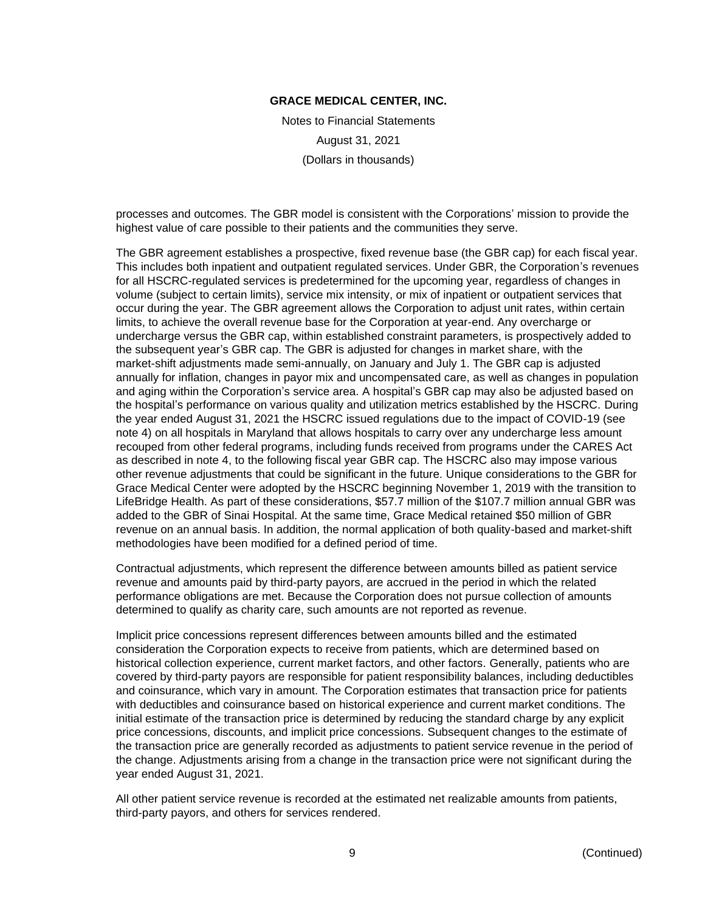processes and outcomes. The GBR model is consistent with the Corporations' mission to provide the highest value of care possible to their patients and the communities they serve.

The GBR agreement establishes a prospective, fixed revenue base (the GBR cap) for each fiscal year. This includes both inpatient and outpatient regulated services. Under GBR, the Corporation's revenues for all HSCRC-regulated services is predetermined for the upcoming year, regardless of changes in volume (subject to certain limits), service mix intensity, or mix of inpatient or outpatient services that occur during the year. The GBR agreement allows the Corporation to adjust unit rates, within certain limits, to achieve the overall revenue base for the Corporation at year-end. Any overcharge or undercharge versus the GBR cap, within established constraint parameters, is prospectively added to the subsequent year's GBR cap. The GBR is adjusted for changes in market share, with the market-shift adjustments made semi-annually, on January and July 1. The GBR cap is adjusted annually for inflation, changes in payor mix and uncompensated care, as well as changes in population and aging within the Corporation's service area. A hospital's GBR cap may also be adjusted based on the hospital's performance on various quality and utilization metrics established by the HSCRC. During the year ended August 31, 2021 the HSCRC issued regulations due to the impact of COVID-19 (see note 4) on all hospitals in Maryland that allows hospitals to carry over any undercharge less amount recouped from other federal programs, including funds received from programs under the CARES Act as described in note 4, to the following fiscal year GBR cap. The HSCRC also may impose various other revenue adjustments that could be significant in the future. Unique considerations to the GBR for Grace Medical Center were adopted by the HSCRC beginning November 1, 2019 with the transition to LifeBridge Health. As part of these considerations, $57.7 million of the $107.7 million annual GBR was added to the GBR of Sinai Hospital. At the same time, Grace Medical retained $50 million of GBR revenue on an annual basis. In addition, the normal application of both quality-based and market-shift methodologies have been modified for a defined period of time.

Contractual adjustments, which represent the difference between amounts billed as patient service revenue and amounts paid by third-party payors, are accrued in the period in which the related performance obligations are met. Because the Corporation does not pursue collection of amounts determined to qualify as charity care, such amounts are not reported as revenue.

Implicit price concessions represent differences between amounts billed and the estimated consideration the Corporation expects to receive from patients, which are determined based on historical collection experience, current market factors, and other factors. Generally, patients who are covered by third-party payors are responsible for patient responsibility balances, including deductibles and coinsurance, which vary in amount. The Corporation estimates that transaction price for patients with deductibles and coinsurance based on historical experience and current market conditions. The initial estimate of the transaction price is determined by reducing the standard charge by any explicit price concessions, discounts, and implicit price concessions. Subsequent changes to the estimate of the transaction price are generally recorded as adjustments to patient service revenue in the period of the change. Adjustments arising from a change in the transaction price were not significant during the year ended August 31, 2021.

All other patient service revenue is recorded at the estimated net realizable amounts from patients, third-party payors, and others for services rendered.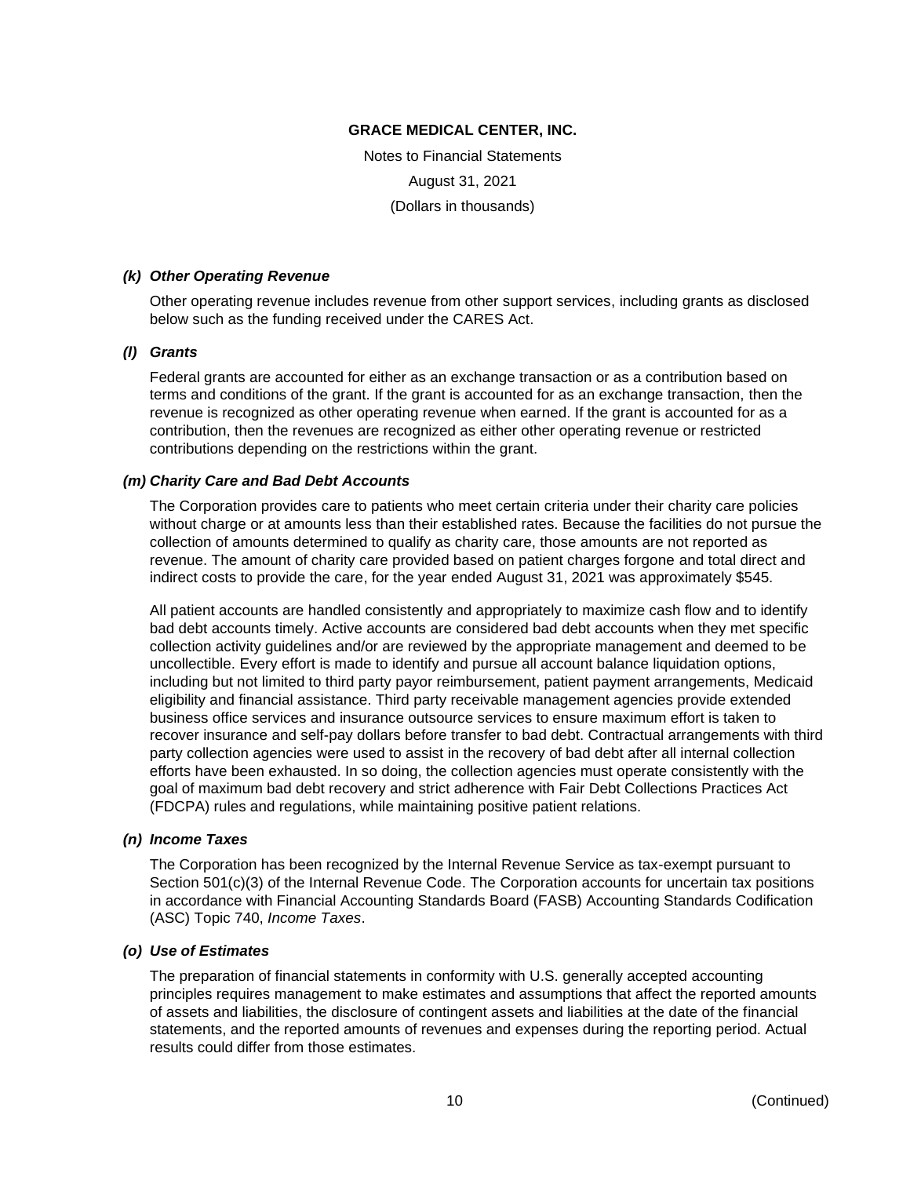# GRACE MEDICAL CENTER, INC.

Notes to Financial Statements

August 31, 2021

(Dollars in thousands)

### *(k) Other Operating Revenue*

Other operating revenue includes revenue from other support services, including grants as disclosed below such as the funding received under the CARES Act.

### *(l) Grants*

Federal grants are accounted for either as an exchange transaction or as a contribution based on terms and conditions of the grant. If the grant is accounted for as an exchange transaction, then the revenue is recognized as other operating revenue when earned. If the grant is accounted for as a contribution, then the revenues are recognized as either other operating revenue or restricted contributions depending on the restrictions within the grant.

### *(m) Charity Care and Bad Debt Accounts*

The Corporation provides care to patients who meet certain criteria under their charity care policies without charge or at amounts less than their established rates. Because the facilities do not pursue the collection of amounts determined to qualify as charity care, those amounts are not reported as revenue. The amount of charity care provided based on patient charges forgone and total direct and indirect costs to provide the care, for the year ended August 31, 2021 was approximately $545.

All patient accounts are handled consistently and appropriately to maximize cash flow and to identify bad debt accounts timely. Active accounts are considered bad debt accounts when they met specific collection activity guidelines and/or are reviewed by the appropriate management and deemed to be uncollectible. Every effort is made to identify and pursue all account balance liquidation options, including but not limited to third party payor reimbursement, patient payment arrangements, Medicaid eligibility and financial assistance. Third party receivable management agencies provide extended business office services and insurance outsource services to ensure maximum effort is taken to recover insurance and self-pay dollars before transfer to bad debt. Contractual arrangements with third party collection agencies were used to assist in the recovery of bad debt after all internal collection efforts have been exhausted. In so doing, the collection agencies must operate consistently with the goal of maximum bad debt recovery and strict adherence with Fair Debt Collections Practices Act (FDCPA) rules and regulations, while maintaining positive patient relations.

### *(n) Income Taxes*

The Corporation has been recognized by the Internal Revenue Service as tax-exempt pursuant to Section 501(c)(3) of the Internal Revenue Code. The Corporation accounts for uncertain tax positions in accordance with Financial Accounting Standards Board (FASB) Accounting Standards Codification (ASC) Topic 740, *Income Taxes*.

### *(o) Use of Estimates*

The preparation of financial statements in conformity with U.S. generally accepted accounting principles requires management to make estimates and assumptions that affect the reported amounts of assets and liabilities, the disclosure of contingent assets and liabilities at the date of the financial statements, and the reported amounts of revenues and expenses during the reporting period. Actual results could differ from those estimates.

(Continued)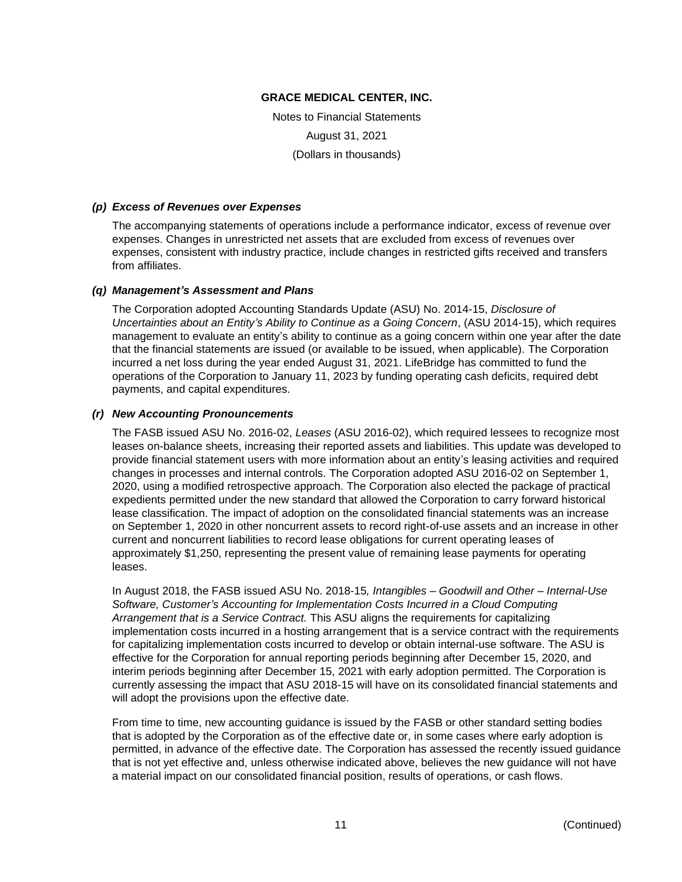**GRACE MEDICAL CENTER, INC.**

Notes to Financial Statements

August 31, 2021

(Dollars in thousands)

***(p) Excess of Revenues over Expenses***

The accompanying statements of operations include a performance indicator, excess of revenue over expenses. Changes in unrestricted net assets that are excluded from excess of revenues over expenses, consistent with industry practice, include changes in restricted gifts received and transfers from affiliates.

***(q) Management's Assessment and Plans***

The Corporation adopted Accounting Standards Update (ASU) No. 2014-15, *Disclosure of Uncertainties about an Entity's Ability to Continue as a Going Concern*, (ASU 2014-15), which requires management to evaluate an entity's ability to continue as a going concern within one year after the date that the financial statements are issued (or available to be issued, when applicable). The Corporation incurred a net loss during the year ended August 31, 2021. LifeBridge has committed to fund the operations of the Corporation to January 11, 2023 by funding operating cash deficits, required debt payments, and capital expenditures.

***(r) New Accounting Pronouncements***

The FASB issued ASU No. 2016-02, *Leases* (ASU 2016-02), which required lessees to recognize most leases on-balance sheets, increasing their reported assets and liabilities. This update was developed to provide financial statement users with more information about an entity's leasing activities and required changes in processes and internal controls. The Corporation adopted ASU 2016-02 on September 1, 2020, using a modified retrospective approach. The Corporation also elected the package of practical expedients permitted under the new standard that allowed the Corporation to carry forward historical lease classification. The impact of adoption on the consolidated financial statements was an increase on September 1, 2020 in other noncurrent assets to record right-of-use assets and an increase in other current and noncurrent liabilities to record lease obligations for current operating leases of approximately $1,250, representing the present value of remaining lease payments for operating leases.

In August 2018, the FASB issued ASU No. 2018-15*, Intangibles – Goodwill and Other – Internal-Use Software, Customer's Accounting for Implementation Costs Incurred in a Cloud Computing Arrangement that is a Service Contract.* This ASU aligns the requirements for capitalizing implementation costs incurred in a hosting arrangement that is a service contract with the requirements for capitalizing implementation costs incurred to develop or obtain internal-use software. The ASU is effective for the Corporation for annual reporting periods beginning after December 15, 2020, and interim periods beginning after December 15, 2021 with early adoption permitted. The Corporation is currently assessing the impact that ASU 2018-15 will have on its consolidated financial statements and will adopt the provisions upon the effective date.

From time to time, new accounting guidance is issued by the FASB or other standard setting bodies that is adopted by the Corporation as of the effective date or, in some cases where early adoption is permitted, in advance of the effective date. The Corporation has assessed the recently issued guidance that is not yet effective and, unless otherwise indicated above, believes the new guidance will not have a material impact on our consolidated financial position, results of operations, or cash flows.

(Continued)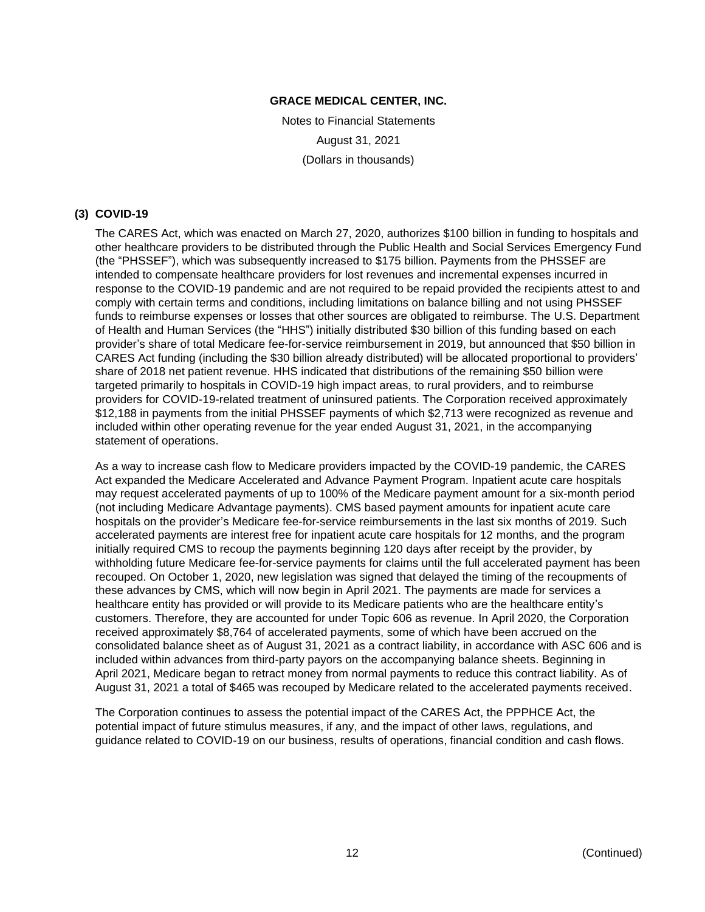# GRACE MEDICAL CENTER, INC.

Notes to Financial Statements

August 31, 2021

(Dollars in thousands)

## (3) COVID-19

The CARES Act, which was enacted on March 27, 2020, authorizes $100 billion in funding to hospitals and other healthcare providers to be distributed through the Public Health and Social Services Emergency Fund (the "PHSSEF"), which was subsequently increased to $175 billion. Payments from the PHSSEF are intended to compensate healthcare providers for lost revenues and incremental expenses incurred in response to the COVID-19 pandemic and are not required to be repaid provided the recipients attest to and comply with certain terms and conditions, including limitations on balance billing and not using PHSSEF funds to reimburse expenses or losses that other sources are obligated to reimburse. The U.S. Department of Health and Human Services (the "HHS") initially distributed $30 billion of this funding based on each provider's share of total Medicare fee-for-service reimbursement in 2019, but announced that $50 billion in CARES Act funding (including the $30 billion already distributed) will be allocated proportional to providers' share of 2018 net patient revenue. HHS indicated that distributions of the remaining $50 billion were targeted primarily to hospitals in COVID-19 high impact areas, to rural providers, and to reimburse providers for COVID-19-related treatment of uninsured patients. The Corporation received approximately $12,188 in payments from the initial PHSSEF payments of which $2,713 were recognized as revenue and included within other operating revenue for the year ended August 31, 2021, in the accompanying statement of operations.

As a way to increase cash flow to Medicare providers impacted by the COVID-19 pandemic, the CARES Act expanded the Medicare Accelerated and Advance Payment Program. Inpatient acute care hospitals may request accelerated payments of up to 100% of the Medicare payment amount for a six-month period (not including Medicare Advantage payments). CMS based payment amounts for inpatient acute care hospitals on the provider's Medicare fee-for-service reimbursements in the last six months of 2019. Such accelerated payments are interest free for inpatient acute care hospitals for 12 months, and the program initially required CMS to recoup the payments beginning 120 days after receipt by the provider, by withholding future Medicare fee-for-service payments for claims until the full accelerated payment has been recouped. On October 1, 2020, new legislation was signed that delayed the timing of the recoupments of these advances by CMS, which will now begin in April 2021. The payments are made for services a healthcare entity has provided or will provide to its Medicare patients who are the healthcare entity's customers. Therefore, they are accounted for under Topic 606 as revenue. In April 2020, the Corporation received approximately $8,764 of accelerated payments, some of which have been accrued on the consolidated balance sheet as of August 31, 2021 as a contract liability, in accordance with ASC 606 and is included within advances from third-party payors on the accompanying balance sheets. Beginning in April 2021, Medicare began to retract money from normal payments to reduce this contract liability. As of August 31, 2021 a total of $465 was recouped by Medicare related to the accelerated payments received.

The Corporation continues to assess the potential impact of the CARES Act, the PPPHCE Act, the potential impact of future stimulus measures, if any, and the impact of other laws, regulations, and guidance related to COVID-19 on our business, results of operations, financial condition and cash flows.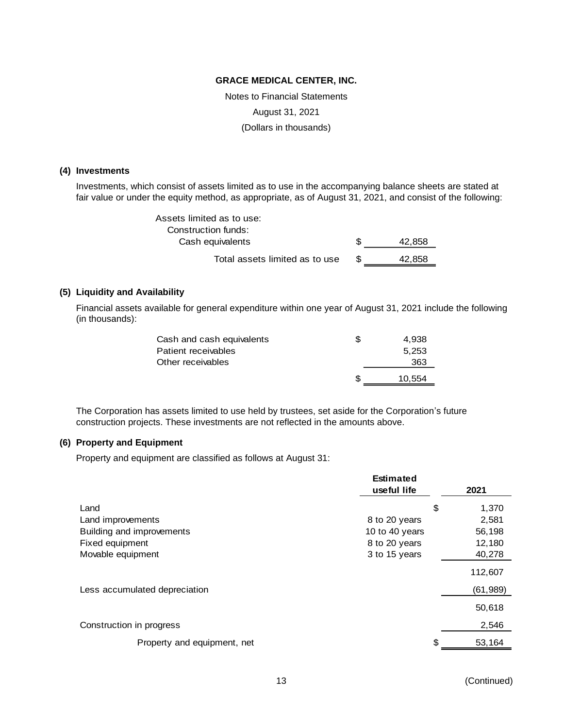**GRACE MEDICAL CENTER, INC.**

Notes to Financial Statements

August 31, 2021

(Dollars in thousands)

## (4) Investments

Investments, which consist of assets limited as to use in the accompanying balance sheets are stated at fair value or under the equity method, as appropriate, as of August 31, 2021, and consist of the following:

| | | |
|---|---|---|
| Assets limited as to use: | | |
| Construction funds: | | |
| Cash equivalents | $ | 42,858 |
| Total assets limited as to use | $ | 42,858 |

## (5) Liquidity and Availability

Financial assets available for general expenditure within one year of August 31, 2021 include the following (in thousands):

| | | |
|---|---|---|
| Cash and cash equivalents | $ | 4,938 |
| Patient receivables | | 5,253 |
| Other receivables | | 363 |
| | $ | 10,554 |

The Corporation has assets limited to use held by trustees, set aside for the Corporation's future construction projects. These investments are not reflected in the amounts above.

## (6) Property and Equipment

Property and equipment are classified as follows at August 31:

| | Estimated useful life | | 2021 |
|---|---|---|---|
| Land | | $ | 1,370 |
| Land improvements | 8 to 20 years | | 2,581 |
| Building and improvements | 10 to 40 years | | 56,198 |
| Fixed equipment | 8 to 20 years | | 12,180 |
| Movable equipment | 3 to 15 years | | 40,278 |
| | | | 112,607 |
| Less accumulated depreciation | | | (61,989) |
| | | | 50,618 |
| Construction in progress | | | 2,546 |
| Property and equipment, net | | $ | 53,164 |

(Continued)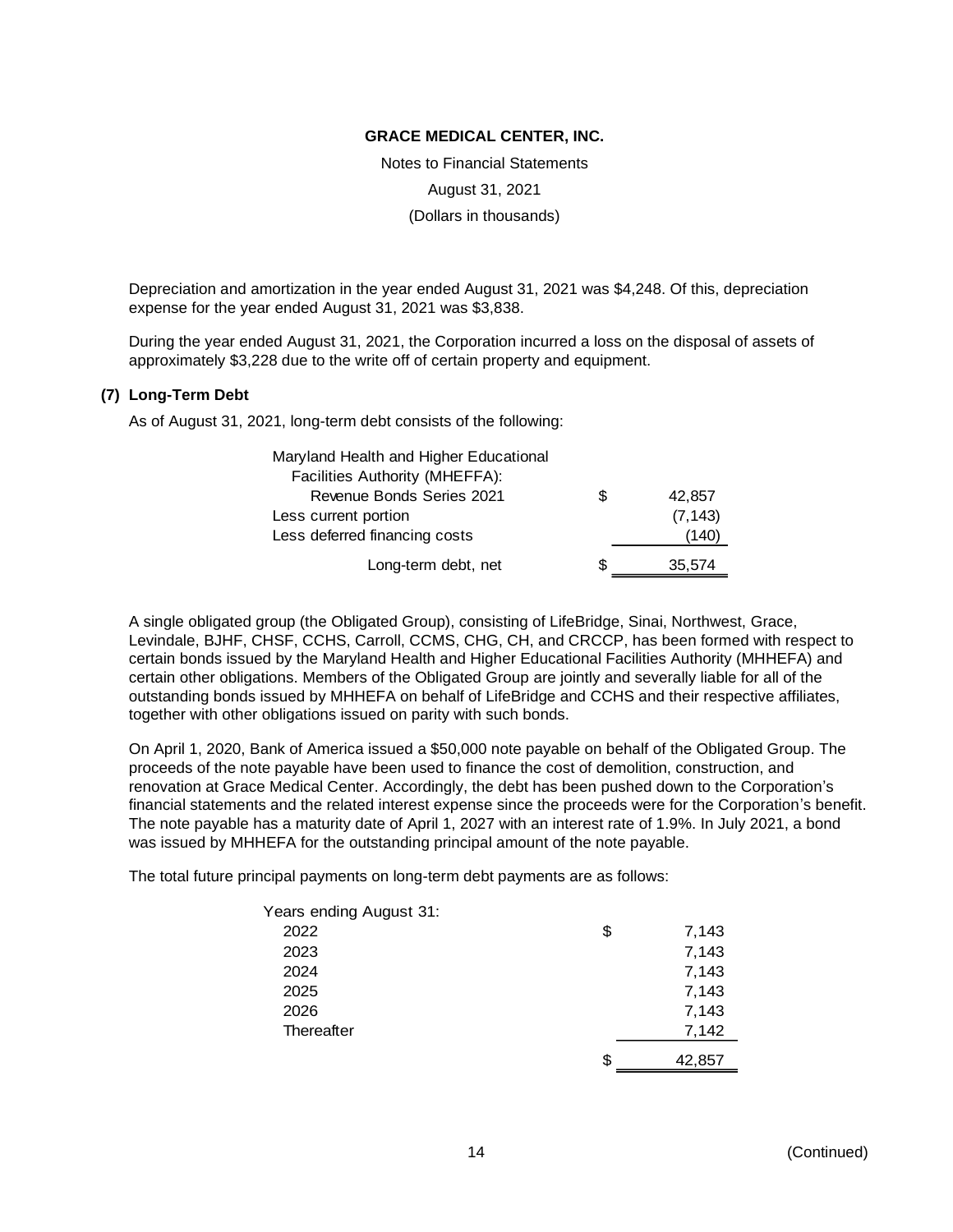Depreciation and amortization in the year ended August 31, 2021 was $4,248. Of this, depreciation expense for the year ended August 31, 2021 was $3,838.

During the year ended August 31, 2021, the Corporation incurred a loss on the disposal of assets of approximately $3,228 due to the write off of certain property and equipment.

## (7) Long-Term Debt

As of August 31, 2021, long-term debt consists of the following:

| | | |
|---|---|---|
| Maryland Health and Higher Educational Facilities Authority (MHEFFA): | | |
| Revenue Bonds Series 2021 | $ | 42,857 |
| Less current portion | | (7,143) |
| Less deferred financing costs | | (140) |
| Long-term debt, net | $ | 35,574 |

A single obligated group (the Obligated Group), consisting of LifeBridge, Sinai, Northwest, Grace, Levindale, BJHF, CHSF, CCHS, Carroll, CCMS, CHG, CH, and CRCCP, has been formed with respect to certain bonds issued by the Maryland Health and Higher Educational Facilities Authority (MHHEFA) and certain other obligations. Members of the Obligated Group are jointly and severally liable for all of the outstanding bonds issued by MHHEFA on behalf of LifeBridge and CCHS and their respective affiliates, together with other obligations issued on parity with such bonds.

On April 1, 2020, Bank of America issued a $50,000 note payable on behalf of the Obligated Group. The proceeds of the note payable have been used to finance the cost of demolition, construction, and renovation at Grace Medical Center. Accordingly, the debt has been pushed down to the Corporation's financial statements and the related interest expense since the proceeds were for the Corporation's benefit. The note payable has a maturity date of April 1, 2027 with an interest rate of 1.9%. In July 2021, a bond was issued by MHHEFA for the outstanding principal amount of the note payable.

The total future principal payments on long-term debt payments are as follows:

| Years ending August 31: | | |
|---|---|---|
| 2022 | $ | 7,143 |
| 2023 | | 7,143 |
| 2024 | | 7,143 |
| 2025 | | 7,143 |
| 2026 | | 7,143 |
| Thereafter | | 7,142 |
| | $ | 42,857 |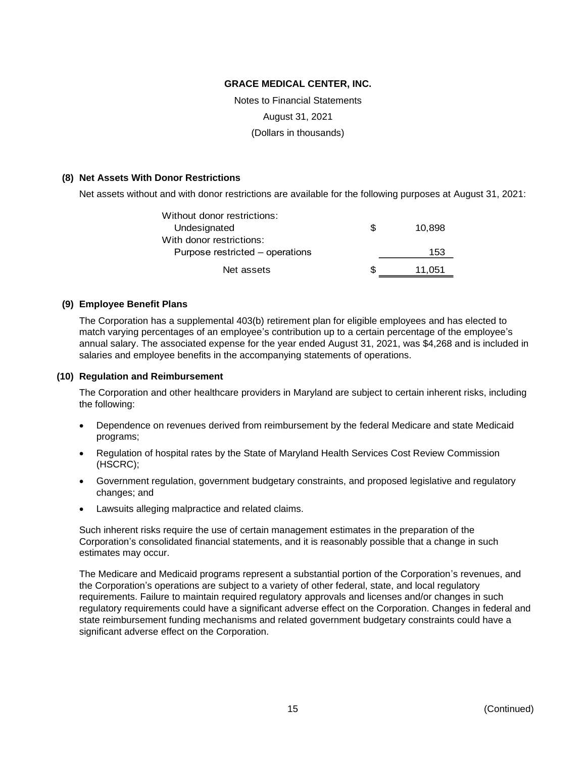**GRACE MEDICAL CENTER, INC.**

Notes to Financial Statements

August 31, 2021

(Dollars in thousands)

## (8) Net Assets With Donor Restrictions

Net assets without and with donor restrictions are available for the following purposes at August 31, 2021:

| | | |
|---|---|---|
| Without donor restrictions: | | |
| Undesignated | $ | 10,898 |
| With donor restrictions: | | |
| Purpose restricted – operations | | 153 |
| Net assets | $ | 11,051 |

## (9) Employee Benefit Plans

The Corporation has a supplemental 403(b) retirement plan for eligible employees and has elected to match varying percentages of an employee's contribution up to a certain percentage of the employee's annual salary. The associated expense for the year ended August 31, 2021, was $4,268 and is included in salaries and employee benefits in the accompanying statements of operations.

## (10) Regulation and Reimbursement

The Corporation and other healthcare providers in Maryland are subject to certain inherent risks, including the following:

- Dependence on revenues derived from reimbursement by the federal Medicare and state Medicaid programs;
- Regulation of hospital rates by the State of Maryland Health Services Cost Review Commission (HSCRC);
- Government regulation, government budgetary constraints, and proposed legislative and regulatory changes; and
- Lawsuits alleging malpractice and related claims.

Such inherent risks require the use of certain management estimates in the preparation of the Corporation's consolidated financial statements, and it is reasonably possible that a change in such estimates may occur.

The Medicare and Medicaid programs represent a substantial portion of the Corporation's revenues, and the Corporation's operations are subject to a variety of other federal, state, and local regulatory requirements. Failure to maintain required regulatory approvals and licenses and/or changes in such regulatory requirements could have a significant adverse effect on the Corporation. Changes in federal and state reimbursement funding mechanisms and related government budgetary constraints could have a significant adverse effect on the Corporation.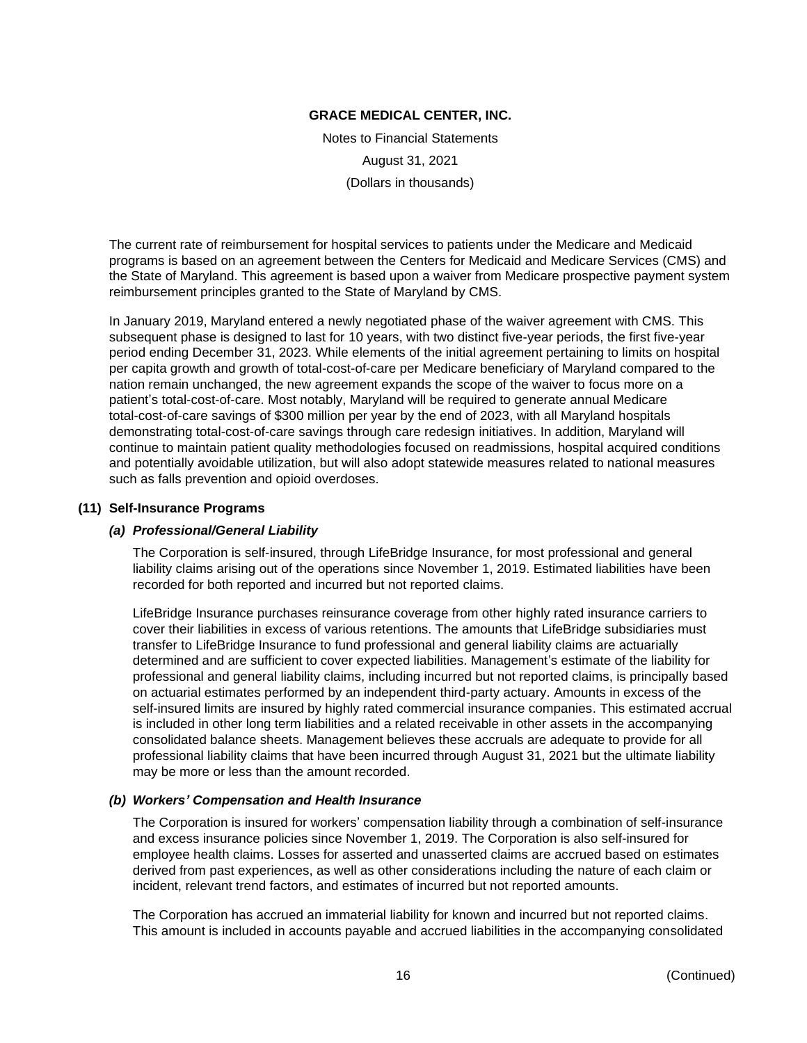The current rate of reimbursement for hospital services to patients under the Medicare and Medicaid programs is based on an agreement between the Centers for Medicaid and Medicare Services (CMS) and the State of Maryland. This agreement is based upon a waiver from Medicare prospective payment system reimbursement principles granted to the State of Maryland by CMS.

In January 2019, Maryland entered a newly negotiated phase of the waiver agreement with CMS. This subsequent phase is designed to last for 10 years, with two distinct five-year periods, the first five-year period ending December 31, 2023. While elements of the initial agreement pertaining to limits on hospital per capita growth and growth of total-cost-of-care per Medicare beneficiary of Maryland compared to the nation remain unchanged, the new agreement expands the scope of the waiver to focus more on a patient's total-cost-of-care. Most notably, Maryland will be required to generate annual Medicare total-cost-of-care savings of $300 million per year by the end of 2023, with all Maryland hospitals demonstrating total-cost-of-care savings through care redesign initiatives. In addition, Maryland will continue to maintain patient quality methodologies focused on readmissions, hospital acquired conditions and potentially avoidable utilization, but will also adopt statewide measures related to national measures such as falls prevention and opioid overdoses.

## (11) Self-Insurance Programs

### *(a) Professional/General Liability*

The Corporation is self-insured, through LifeBridge Insurance, for most professional and general liability claims arising out of the operations since November 1, 2019. Estimated liabilities have been recorded for both reported and incurred but not reported claims.

LifeBridge Insurance purchases reinsurance coverage from other highly rated insurance carriers to cover their liabilities in excess of various retentions. The amounts that LifeBridge subsidiaries must transfer to LifeBridge Insurance to fund professional and general liability claims are actuarially determined and are sufficient to cover expected liabilities. Management's estimate of the liability for professional and general liability claims, including incurred but not reported claims, is principally based on actuarial estimates performed by an independent third-party actuary. Amounts in excess of the self-insured limits are insured by highly rated commercial insurance companies. This estimated accrual is included in other long term liabilities and a related receivable in other assets in the accompanying consolidated balance sheets. Management believes these accruals are adequate to provide for all professional liability claims that have been incurred through August 31, 2021 but the ultimate liability may be more or less than the amount recorded.

### *(b) Workers' Compensation and Health Insurance*

The Corporation is insured for workers' compensation liability through a combination of self-insurance and excess insurance policies since November 1, 2019. The Corporation is also self-insured for employee health claims. Losses for asserted and unasserted claims are accrued based on estimates derived from past experiences, as well as other considerations including the nature of each claim or incident, relevant trend factors, and estimates of incurred but not reported amounts.

The Corporation has accrued an immaterial liability for known and incurred but not reported claims. This amount is included in accounts payable and accrued liabilities in the accompanying consolidated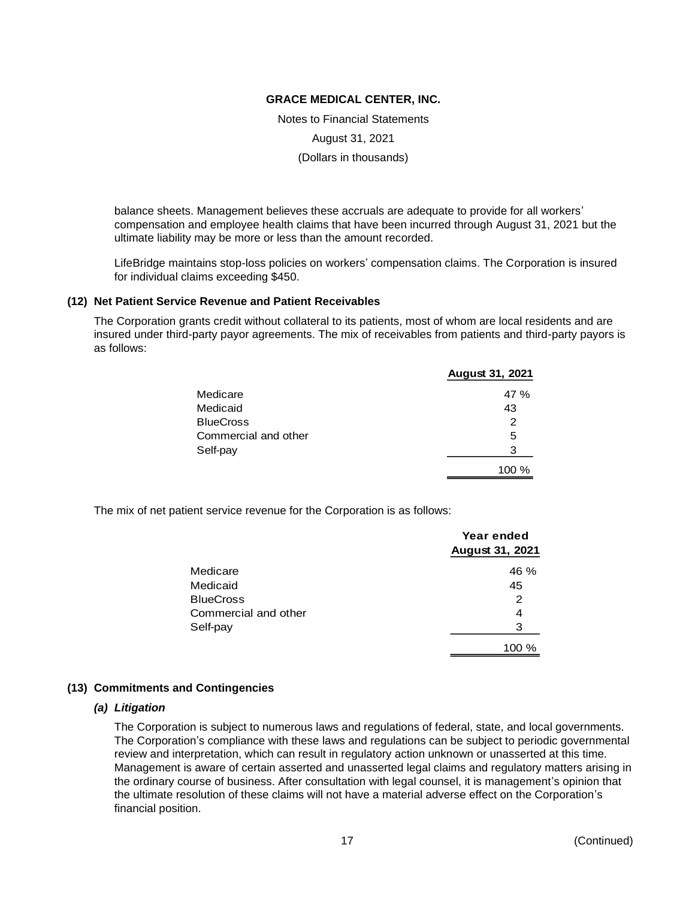balance sheets. Management believes these accruals are adequate to provide for all workers' compensation and employee health claims that have been incurred through August 31, 2021 but the ultimate liability may be more or less than the amount recorded.

LifeBridge maintains stop-loss policies on workers' compensation claims. The Corporation is insured for individual claims exceeding $450.

## (12) Net Patient Service Revenue and Patient Receivables

The Corporation grants credit without collateral to its patients, most of whom are local residents and are insured under third-party payor agreements. The mix of receivables from patients and third-party payors is as follows:

| | August 31, 2021 |
|---|---|
| Medicare | 47 % |
| Medicaid | 43 |
| BlueCross | 2 |
| Commercial and other | 5 |
| Self-pay | 3 |
| | 100 % |

The mix of net patient service revenue for the Corporation is as follows:

| | Year ended August 31, 2021 |
|---|---|
| Medicare | 46 % |
| Medicaid | 45 |
| BlueCross | 2 |
| Commercial and other | 4 |
| Self-pay | 3 |
| | 100 % |

## (13) Commitments and Contingencies

### *(a) Litigation*

The Corporation is subject to numerous laws and regulations of federal, state, and local governments. The Corporation's compliance with these laws and regulations can be subject to periodic governmental review and interpretation, which can result in regulatory action unknown or unasserted at this time. Management is aware of certain asserted and unasserted legal claims and regulatory matters arising in the ordinary course of business. After consultation with legal counsel, it is management's opinion that the ultimate resolution of these claims will not have a material adverse effect on the Corporation's financial position.

(Continued)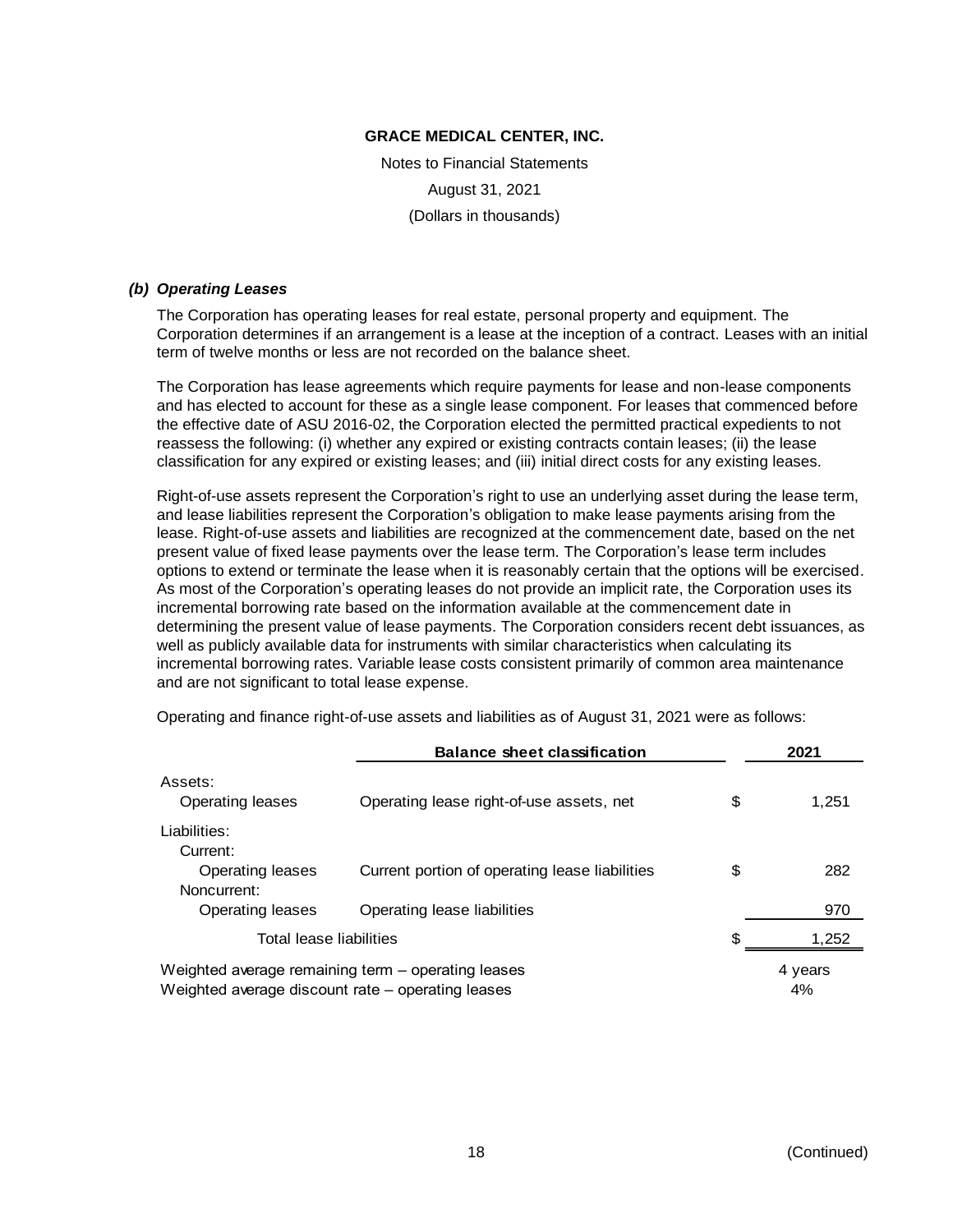**GRACE MEDICAL CENTER, INC.**

Notes to Financial Statements

August 31, 2021

(Dollars in thousands)

***(b) Operating Leases***

The Corporation has operating leases for real estate, personal property and equipment. The Corporation determines if an arrangement is a lease at the inception of a contract. Leases with an initial term of twelve months or less are not recorded on the balance sheet.

The Corporation has lease agreements which require payments for lease and non-lease components and has elected to account for these as a single lease component. For leases that commenced before the effective date of ASU 2016-02, the Corporation elected the permitted practical expedients to not reassess the following: (i) whether any expired or existing contracts contain leases; (ii) the lease classification for any expired or existing leases; and (iii) initial direct costs for any existing leases.

Right-of-use assets represent the Corporation's right to use an underlying asset during the lease term, and lease liabilities represent the Corporation's obligation to make lease payments arising from the lease. Right-of-use assets and liabilities are recognized at the commencement date, based on the net present value of fixed lease payments over the lease term. The Corporation's lease term includes options to extend or terminate the lease when it is reasonably certain that the options will be exercised. As most of the Corporation's operating leases do not provide an implicit rate, the Corporation uses its incremental borrowing rate based on the information available at the commencement date in determining the present value of lease payments. The Corporation considers recent debt issuances, as well as publicly available data for instruments with similar characteristics when calculating its incremental borrowing rates. Variable lease costs consistent primarily of common area maintenance and are not significant to total lease expense.

Operating and finance right-of-use assets and liabilities as of August 31, 2021 were as follows:

| | Balance sheet classification | | 2021 |
|---|---|---|---|
| Assets: | | | |
| Operating leases | Operating lease right-of-use assets, net | $ | 1,251 |
| Liabilities: | | | |
| Current: | | | |
| Operating leases | Current portion of operating lease liabilities | $ | 282 |
| Noncurrent: | | | |
| Operating leases | Operating lease liabilities | | 970 |
| Total lease liabilities | | $ | 1,252 |
| Weighted average remaining term – operating leases | | | 4 years |
| Weighted average discount rate – operating leases | | | 4% |

(Continued)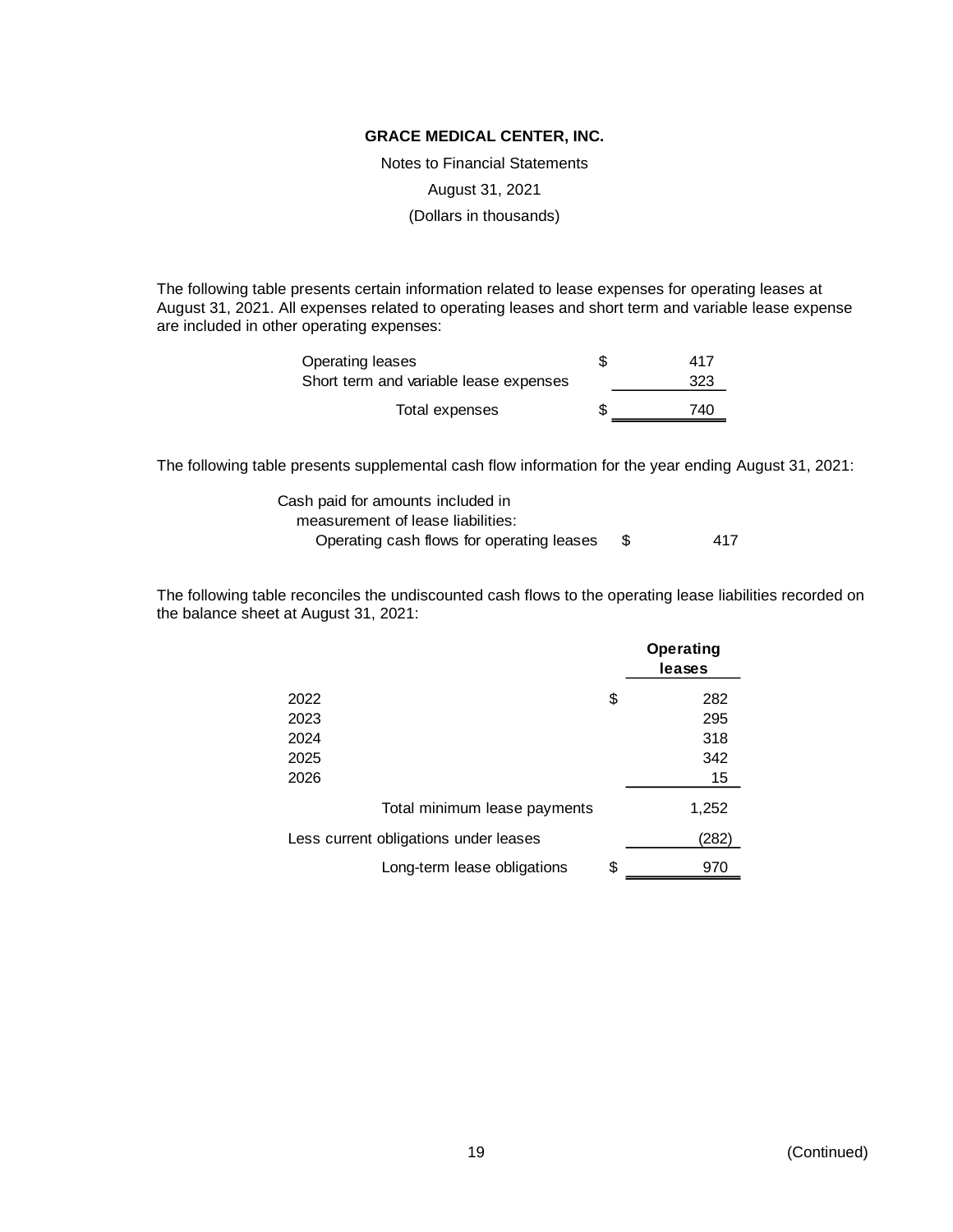**GRACE MEDICAL CENTER, INC.**

Notes to Financial Statements

August 31, 2021

(Dollars in thousands)

The following table presents certain information related to lease expenses for operating leases at August 31, 2021. All expenses related to operating leases and short term and variable lease expense are included in other operating expenses:

| | | |
|---|---|---|
| Operating leases | $ | 417 |
| Short term and variable lease expenses | | 323 |
| Total expenses | $ | 740 |

The following table presents supplemental cash flow information for the year ending August 31, 2021:

| | | |
|---|---|---|
| Cash paid for amounts included in measurement of lease liabilities: | | |
| Operating cash flows for operating leases | $ | 417 |

The following table reconciles the undiscounted cash flows to the operating lease liabilities recorded on the balance sheet at August 31, 2021:

| | | Operating leases |
|---|---|---|
| 2022 | $ | 282 |
| 2023 | | 295 |
| 2024 | | 318 |
| 2025 | | 342 |
| 2026 | | 15 |
| Total minimum lease payments | | 1,252 |
| Less current obligations under leases | | (282) |
| Long-term lease obligations | $ | 970 |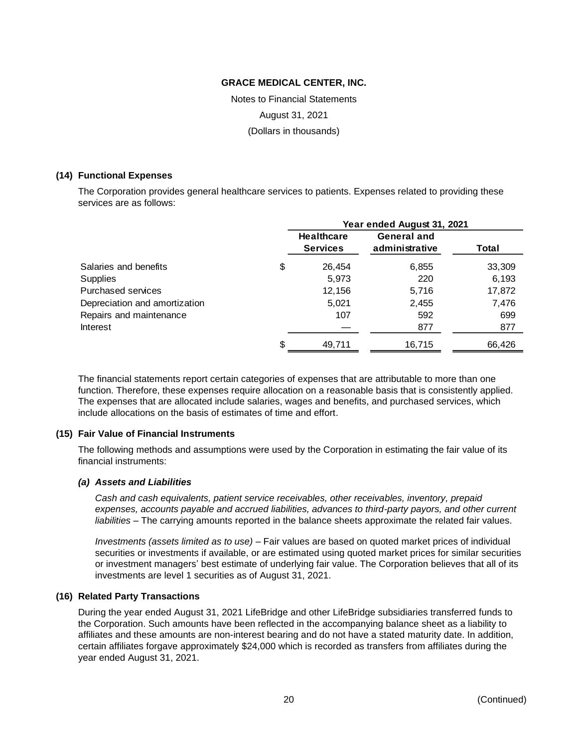# GRACE MEDICAL CENTER, INC.

Notes to Financial Statements

August 31, 2021

(Dollars in thousands)

## (14) Functional Expenses

The Corporation provides general healthcare services to patients. Expenses related to providing these services are as follows:

| | Year ended August 31, 2021 | | |
|---|---|---|---|
| | Healthcare Services | General and administrative | Total |
| Salaries and benefits | $ 26,454 | 6,855 | 33,309 |
| Supplies | 5,973 | 220 | 6,193 |
| Purchased services | 12,156 | 5,716 | 17,872 |
| Depreciation and amortization | 5,021 | 2,455 | 7,476 |
| Repairs and maintenance | 107 | 592 | 699 |
| Interest | — | 877 | 877 |
| | $ 49,711 | 16,715 | 66,426 |

The financial statements report certain categories of expenses that are attributable to more than one function. Therefore, these expenses require allocation on a reasonable basis that is consistently applied. The expenses that are allocated include salaries, wages and benefits, and purchased services, which include allocations on the basis of estimates of time and effort.

## (15) Fair Value of Financial Instruments

The following methods and assumptions were used by the Corporation in estimating the fair value of its financial instruments:

### *(a) Assets and Liabilities*

*Cash and cash equivalents, patient service receivables, other receivables, inventory, prepaid expenses, accounts payable and accrued liabilities, advances to third-party payors, and other current liabilities* – The carrying amounts reported in the balance sheets approximate the related fair values.

*Investments (assets limited as to use)* – Fair values are based on quoted market prices of individual securities or investments if available, or are estimated using quoted market prices for similar securities or investment managers' best estimate of underlying fair value. The Corporation believes that all of its investments are level 1 securities as of August 31, 2021.

## (16) Related Party Transactions

During the year ended August 31, 2021 LifeBridge and other LifeBridge subsidiaries transferred funds to the Corporation. Such amounts have been reflected in the accompanying balance sheet as a liability to affiliates and these amounts are non-interest bearing and do not have a stated maturity date. In addition, certain affiliates forgave approximately $24,000 which is recorded as transfers from affiliates during the year ended August 31, 2021.

(Continued)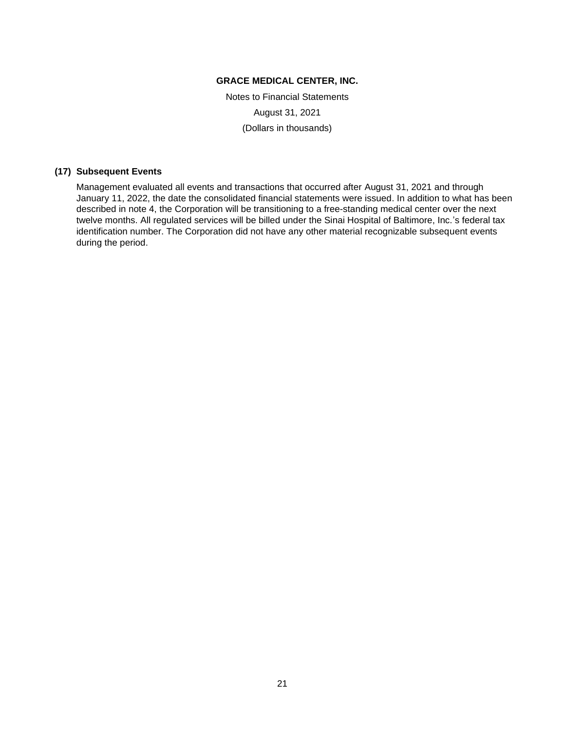**GRACE MEDICAL CENTER, INC.**

Notes to Financial Statements

August 31, 2021

(Dollars in thousands)

**(17) Subsequent Events**

Management evaluated all events and transactions that occurred after August 31, 2021 and through January 11, 2022, the date the consolidated financial statements were issued. In addition to what has been described in note 4, the Corporation will be transitioning to a free-standing medical center over the next twelve months. All regulated services will be billed under the Sinai Hospital of Baltimore, Inc.'s federal tax identification number. The Corporation did not have any other material recognizable subsequent events during the period.